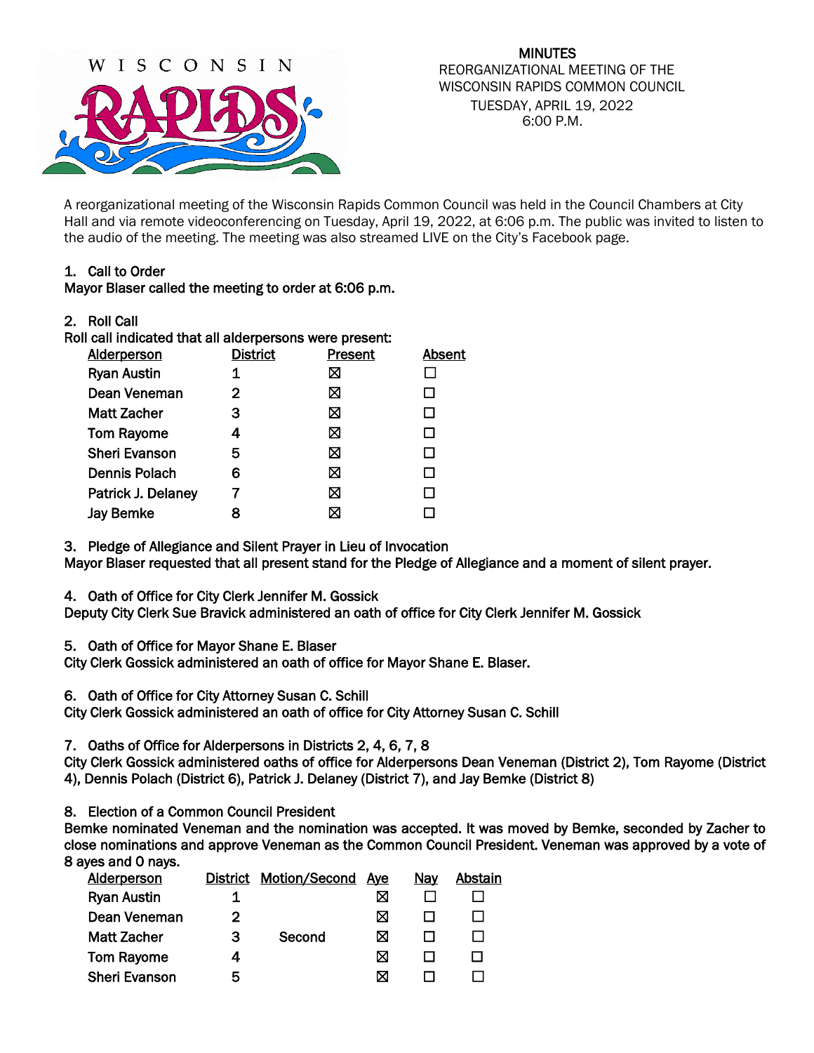WISCONSIN RAPIDS

**MINUTES**
REORGANIZATIONAL MEETING OF THE
WISCONSIN RAPIDS COMMON COUNCIL
TUESDAY, APRIL 19, 2022
6:00 P.M.

A reorganizational meeting of the Wisconsin Rapids Common Council was held in the Council Chambers at City Hall and via remote videoconferencing on Tuesday, April 19, 2022, at 6:06 p.m. The public was invited to listen to the audio of the meeting. The meeting was also streamed LIVE on the City's Facebook page.

1. **Call to Order**

**Mayor Blaser called the meeting to order at 6:06 p.m.**

2. **Roll Call**

**Roll call indicated that all alderpersons were present:**

| Alderperson | District | Present | Absent |
|---|---|---|---|
| Ryan Austin | 1 | ☒ | ☐ |
| Dean Veneman | 2 | ☒ | ☐ |
| Matt Zacher | 3 | ☒ | ☐ |
| Tom Rayome | 4 | ☒ | ☐ |
| Sheri Evanson | 5 | ☒ | ☐ |
| Dennis Polach | 6 | ☒ | ☐ |
| Patrick J. Delaney | 7 | ☒ | ☐ |
| Jay Bemke | 8 | ☒ | ☐ |

3. **Pledge of Allegiance and Silent Prayer in Lieu of Invocation**

**Mayor Blaser requested that all present stand for the Pledge of Allegiance and a moment of silent prayer.**

4. Oath of Office for City Clerk Jennifer M. Gossick

Deputy City Clerk Sue Bravick administered an oath of office for City Clerk Jennifer M. Gossick

5. Oath of Office for Mayor Shane E. Blaser

City Clerk Gossick administered an oath of office for Mayor Shane E. Blaser.

6. Oath of Office for City Attorney Susan C. Schill

City Clerk Gossick administered an oath of office for City Attorney Susan C. Schill

7. Oaths of Office for Alderpersons in Districts 2, 4, 6, 7, 8

City Clerk Gossick administered oaths of office for Alderpersons Dean Veneman (District 2), Tom Rayome (District 4), Dennis Polach (District 6), Patrick J. Delaney (District 7), and Jay Bemke (District 8)

8. **Election of a Common Council President**

**Bemke nominated Veneman and the nomination was accepted. It was moved by Bemke, seconded by Zacher to close nominations and approve Veneman as the Common Council President. Veneman was approved by a vote of 8 ayes and 0 nays.**

| Alderperson | District | Motion/Second | Aye | Nay | Abstain |
|---|---|---|---|---|---|
| Ryan Austin | 1 | | ☒ | ☐ | ☐ |
| Dean Veneman | 2 | | ☒ | ☐ | ☐ |
| Matt Zacher | 3 | Second | ☒ | ☐ | ☐ |
| Tom Rayome | 4 | | ☒ | ☐ | ☐ |
| Sheri Evanson | 5 | | ☒ | ☐ | ☐ |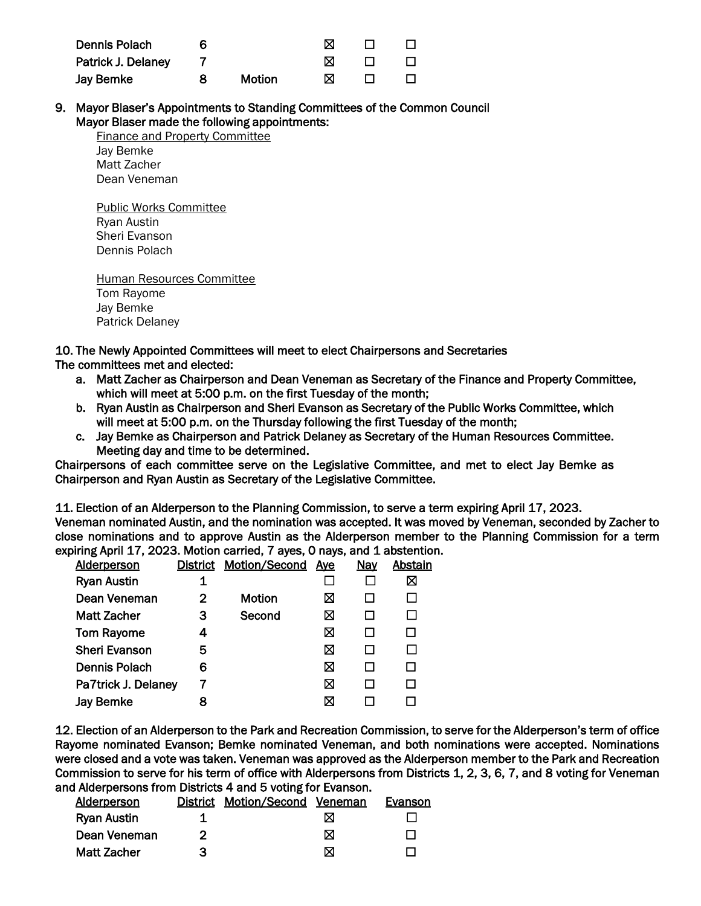| | | | | | |
|---|---|---|---|---|---|
| Dennis Polach | 6 | | ☒ | ☐ | ☐ |
| Patrick J. Delaney | 7 | | ☒ | ☐ | ☐ |
| Jay Bemke | 8 | Motion | ☒ | ☐ | ☐ |

**9. Mayor Blaser's Appointments to Standing Committees of the Common Council**
**Mayor Blaser made the following appointments:**

Finance and Property Committee
Jay Bemke
Matt Zacher
Dean Veneman

Public Works Committee
Ryan Austin
Sheri Evanson
Dennis Polach

Human Resources Committee
Tom Rayome
Jay Bemke
Patrick Delaney

**10. The Newly Appointed Committees will meet to elect Chairpersons and Secretaries**
**The committees met and elected:**

a. Matt Zacher as Chairperson and Dean Veneman as Secretary of the Finance and Property Committee, which will meet at 5:00 p.m. on the first Tuesday of the month;
b. Ryan Austin as Chairperson and Sheri Evanson as Secretary of the Public Works Committee, which will meet at 5:00 p.m. on the Thursday following the first Tuesday of the month;
c. Jay Bemke as Chairperson and Patrick Delaney as Secretary of the Human Resources Committee. Meeting day and time to be determined.

Chairpersons of each committee serve on the Legislative Committee, and met to elect Jay Bemke as Chairperson and Ryan Austin as Secretary of the Legislative Committee.

**11. Election of an Alderperson to the Planning Commission, to serve a term expiring April 17, 2023.**
Veneman nominated Austin, and the nomination was accepted. It was moved by Veneman, seconded by Zacher to close nominations and to approve Austin as the Alderperson member to the Planning Commission for a term expiring April 17, 2023. Motion carried, 7 ayes, 0 nays, and 1 abstention.

| Alderperson | District | Motion/Second | Aye | Nay | Abstain |
|---|---|---|---|---|---|
| Ryan Austin | 1 | | ☐ | ☐ | ☒ |
| Dean Veneman | 2 | Motion | ☒ | ☐ | ☐ |
| Matt Zacher | 3 | Second | ☒ | ☐ | ☐ |
| Tom Rayome | 4 | | ☒ | ☐ | ☐ |
| Sheri Evanson | 5 | | ☒ | ☐ | ☐ |
| Dennis Polach | 6 | | ☒ | ☐ | ☐ |
| Pa7trick J. Delaney | 7 | | ☒ | ☐ | ☐ |
| Jay Bemke | 8 | | ☒ | ☐ | ☐ |

**12. Election of an Alderperson to the Park and Recreation Commission, to serve for the Alderperson's term of office**
Rayome nominated Evanson; Bemke nominated Veneman, and both nominations were accepted. Nominations were closed and a vote was taken. Veneman was approved as the Alderperson member to the Park and Recreation Commission to serve for his term of office with Alderpersons from Districts 1, 2, 3, 6, 7, and 8 voting for Veneman and Alderpersons from Districts 4 and 5 voting for Evanson.

| Alderperson | District | Motion/Second | Veneman | Evanson |
|---|---|---|---|---|
| Ryan Austin | 1 | | ☒ | ☐ |
| Dean Veneman | 2 | | ☒ | ☐ |
| Matt Zacher | 3 | | ☒ | ☐ |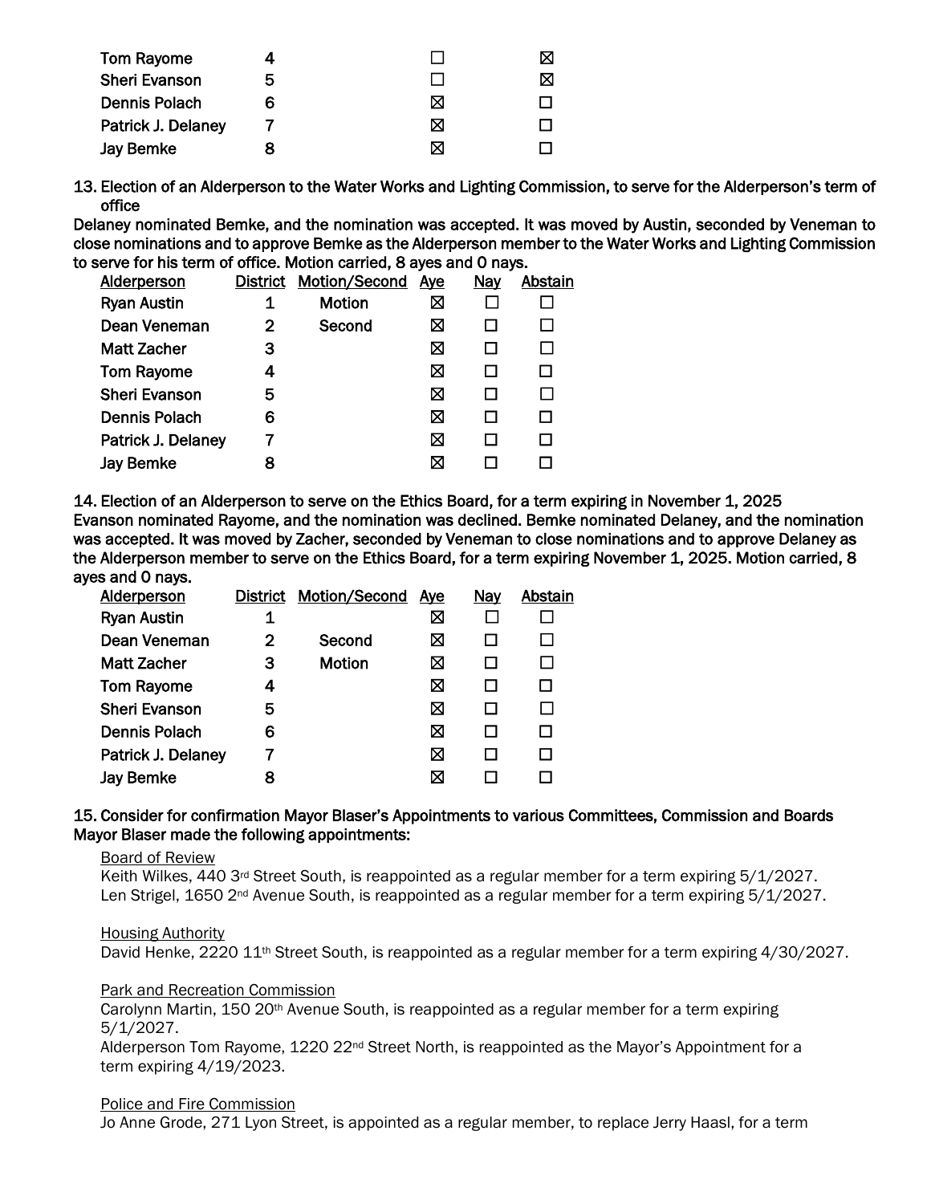| | | | | |
|---|---|---|---|---|
| Tom Rayome | 4 | | ☐ | ☒ |
| Sheri Evanson | 5 | | ☐ | ☒ |
| Dennis Polach | 6 | | ☒ | ☐ |
| Patrick J. Delaney | 7 | | ☒ | ☐ |
| Jay Bemke | 8 | | ☒ | ☐ |

**13. Election of an Alderperson to the Water Works and Lighting Commission, to serve for the Alderperson's term of office**

**Delaney nominated Bemke, and the nomination was accepted. It was moved by Austin, seconded by Veneman to close nominations and to approve Bemke as the Alderperson member to the Water Works and Lighting Commission to serve for his term of office. Motion carried, 8 ayes and 0 nays.**

| Alderperson | District | Motion/Second | Aye | Nay | Abstain |
|---|---|---|---|---|---|
| Ryan Austin | 1 | Motion | ☒ | ☐ | ☐ |
| Dean Veneman | 2 | Second | ☒ | ☐ | ☐ |
| Matt Zacher | 3 | | ☒ | ☐ | ☐ |
| Tom Rayome | 4 | | ☒ | ☐ | ☐ |
| Sheri Evanson | 5 | | ☒ | ☐ | ☐ |
| Dennis Polach | 6 | | ☒ | ☐ | ☐ |
| Patrick J. Delaney | 7 | | ☒ | ☐ | ☐ |
| Jay Bemke | 8 | | ☒ | ☐ | ☐ |

**14. Election of an Alderperson to serve on the Ethics Board, for a term expiring in November 1, 2025**

**Evanson nominated Rayome, and the nomination was declined. Bemke nominated Delaney, and the nomination was accepted. It was moved by Zacher, seconded by Veneman to close nominations and to approve Delaney as the Alderperson member to serve on the Ethics Board, for a term expiring November 1, 2025. Motion carried, 8 ayes and 0 nays.**

| Alderperson | District | Motion/Second | Aye | Nay | Abstain |
|---|---|---|---|---|---|
| Ryan Austin | 1 | | ☒ | ☐ | ☐ |
| Dean Veneman | 2 | Second | ☒ | ☐ | ☐ |
| Matt Zacher | 3 | Motion | ☒ | ☐ | ☐ |
| Tom Rayome | 4 | | ☒ | ☐ | ☐ |
| Sheri Evanson | 5 | | ☒ | ☐ | ☐ |
| Dennis Polach | 6 | | ☒ | ☐ | ☐ |
| Patrick J. Delaney | 7 | | ☒ | ☐ | ☐ |
| Jay Bemke | 8 | | ☒ | ☐ | ☐ |

**15. Consider for confirmation Mayor Blaser's Appointments to various Committees, Commission and Boards**

**Mayor Blaser made the following appointments:**

Board of Review

Keith Wilkes, 440 3rd Street South, is reappointed as a regular member for a term expiring 5/1/2027.
Len Strigel, 1650 2nd Avenue South, is reappointed as a regular member for a term expiring 5/1/2027.

Housing Authority

David Henke, 2220 11th Street South, is reappointed as a regular member for a term expiring 4/30/2027.

Park and Recreation Commission

Carolynn Martin, 150 20th Avenue South, is reappointed as a regular member for a term expiring 5/1/2027.
Alderperson Tom Rayome, 1220 22nd Street North, is reappointed as the Mayor's Appointment for a term expiring 4/19/2023.

Police and Fire Commission

Jo Anne Grode, 271 Lyon Street, is appointed as a regular member, to replace Jerry Haasl, for a term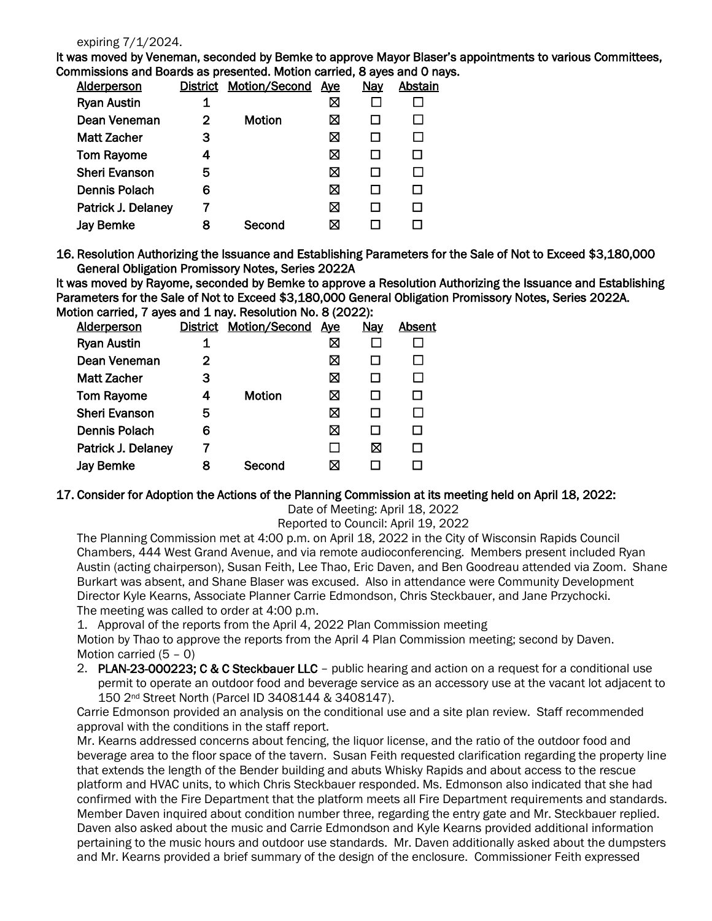expiring 7/1/2024.

**It was moved by Veneman, seconded by Bemke to approve Mayor Blaser's appointments to various Committees, Commissions and Boards as presented. Motion carried, 8 ayes and 0 nays.**

| Alderperson | District | Motion/Second | Aye | Nay | Abstain |
|---|---|---|---|---|---|
| Ryan Austin | 1 | | ☒ | ☐ | ☐ |
| Dean Veneman | 2 | Motion | ☒ | ☐ | ☐ |
| Matt Zacher | 3 | | ☒ | ☐ | ☐ |
| Tom Rayome | 4 | | ☒ | ☐ | ☐ |
| Sheri Evanson | 5 | | ☒ | ☐ | ☐ |
| Dennis Polach | 6 | | ☒ | ☐ | ☐ |
| Patrick J. Delaney | 7 | | ☒ | ☐ | ☐ |
| Jay Bemke | 8 | Second | ☒ | ☐ | ☐ |

**16. Resolution Authorizing the Issuance and Establishing Parameters for the Sale of Not to Exceed $3,180,000 General Obligation Promissory Notes, Series 2022A**

**It was moved by Rayome, seconded by Bemke to approve a Resolution Authorizing the Issuance and Establishing Parameters for the Sale of Not to Exceed $3,180,000 General Obligation Promissory Notes, Series 2022A. Motion carried, 7 ayes and 1 nay. Resolution No. 8 (2022):**

| Alderperson | District | Motion/Second | Aye | Nay | Absent |
|---|---|---|---|---|---|
| Ryan Austin | 1 | | ☒ | ☐ | ☐ |
| Dean Veneman | 2 | | ☒ | ☐ | ☐ |
| Matt Zacher | 3 | | ☒ | ☐ | ☐ |
| Tom Rayome | 4 | Motion | ☒ | ☐ | ☐ |
| Sheri Evanson | 5 | | ☒ | ☐ | ☐ |
| Dennis Polach | 6 | | ☒ | ☐ | ☐ |
| Patrick J. Delaney | 7 | | ☐ | ☒ | ☐ |
| Jay Bemke | 8 | Second | ☒ | ☐ | ☐ |

**17. Consider for Adoption the Actions of the Planning Commission at its meeting held on April 18, 2022:**

Date of Meeting: April 18, 2022
Reported to Council: April 19, 2022

The Planning Commission met at 4:00 p.m. on April 18, 2022 in the City of Wisconsin Rapids Council Chambers, 444 West Grand Avenue, and via remote audioconferencing. Members present included Ryan Austin (acting chairperson), Susan Feith, Lee Thao, Eric Daven, and Ben Goodreau attended via Zoom. Shane Burkart was absent, and Shane Blaser was excused. Also in attendance were Community Development Director Kyle Kearns, Associate Planner Carrie Edmondson, Chris Steckbauer, and Jane Przychocki.
The meeting was called to order at 4:00 p.m.

1. Approval of the reports from the April 4, 2022 Plan Commission meeting

Motion by Thao to approve the reports from the April 4 Plan Commission meeting; second by Daven. Motion carried (5 – 0)

2. **PLAN-23-000223; C & C Steckbauer LLC** – public hearing and action on a request for a conditional use permit to operate an outdoor food and beverage service as an accessory use at the vacant lot adjacent to 150 2nd Street North (Parcel ID 3408144 & 3408147).

Carrie Edmonson provided an analysis on the conditional use and a site plan review. Staff recommended approval with the conditions in the staff report.
Mr. Kearns addressed concerns about fencing, the liquor license, and the ratio of the outdoor food and beverage area to the floor space of the tavern. Susan Feith requested clarification regarding the property line that extends the length of the Bender building and abuts Whisky Rapids and about access to the rescue platform and HVAC units, to which Chris Steckbauer responded. Ms. Edmonson also indicated that she had confirmed with the Fire Department that the platform meets all Fire Department requirements and standards. Member Daven inquired about condition number three, regarding the entry gate and Mr. Steckbauer replied. Daven also asked about the music and Carrie Edmondson and Kyle Kearns provided additional information pertaining to the music hours and outdoor use standards. Mr. Daven additionally asked about the dumpsters and Mr. Kearns provided a brief summary of the design of the enclosure. Commissioner Feith expressed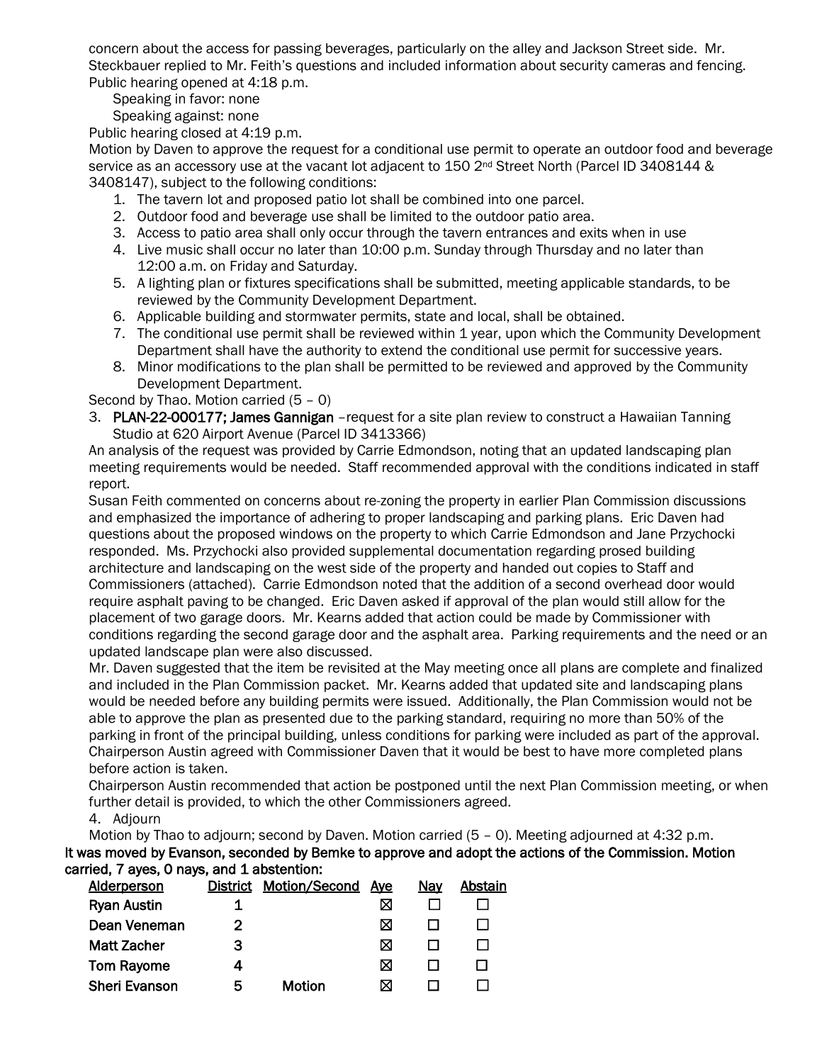concern about the access for passing beverages, particularly on the alley and Jackson Street side. Mr. Steckbauer replied to Mr. Feith's questions and included information about security cameras and fencing.
Public hearing opened at 4:18 p.m.

Speaking in favor: none
Speaking against: none

Public hearing closed at 4:19 p.m.
Motion by Daven to approve the request for a conditional use permit to operate an outdoor food and beverage service as an accessory use at the vacant lot adjacent to 150 2nd Street North (Parcel ID 3408144 & 3408147), subject to the following conditions:

1. The tavern lot and proposed patio lot shall be combined into one parcel.
2. Outdoor food and beverage use shall be limited to the outdoor patio area.
3. Access to patio area shall only occur through the tavern entrances and exits when in use
4. Live music shall occur no later than 10:00 p.m. Sunday through Thursday and no later than 12:00 a.m. on Friday and Saturday.
5. A lighting plan or fixtures specifications shall be submitted, meeting applicable standards, to be reviewed by the Community Development Department.
6. Applicable building and stormwater permits, state and local, shall be obtained.
7. The conditional use permit shall be reviewed within 1 year, upon which the Community Development Department shall have the authority to extend the conditional use permit for successive years.
8. Minor modifications to the plan shall be permitted to be reviewed and approved by the Community Development Department.

Second by Thao. Motion carried (5 – 0)

3. **PLAN-22-000177; James Gannigan** –request for a site plan review to construct a Hawaiian Tanning Studio at 620 Airport Avenue (Parcel ID 3413366)

An analysis of the request was provided by Carrie Edmondson, noting that an updated landscaping plan meeting requirements would be needed. Staff recommended approval with the conditions indicated in staff report.

Susan Feith commented on concerns about re-zoning the property in earlier Plan Commission discussions and emphasized the importance of adhering to proper landscaping and parking plans. Eric Daven had questions about the proposed windows on the property to which Carrie Edmondson and Jane Przychocki responded. Ms. Przychocki also provided supplemental documentation regarding prosed building architecture and landscaping on the west side of the property and handed out copies to Staff and Commissioners (attached). Carrie Edmondson noted that the addition of a second overhead door would require asphalt paving to be changed. Eric Daven asked if approval of the plan would still allow for the placement of two garage doors. Mr. Kearns added that action could be made by Commissioner with conditions regarding the second garage door and the asphalt area. Parking requirements and the need or an updated landscape plan were also discussed.

Mr. Daven suggested that the item be revisited at the May meeting once all plans are complete and finalized and included in the Plan Commission packet. Mr. Kearns added that updated site and landscaping plans would be needed before any building permits were issued. Additionally, the Plan Commission would not be able to approve the plan as presented due to the parking standard, requiring no more than 50% of the parking in front of the principal building, unless conditions for parking were included as part of the approval. Chairperson Austin agreed with Commissioner Daven that it would be best to have more completed plans before action is taken.

Chairperson Austin recommended that action be postponed until the next Plan Commission meeting, or when further detail is provided, to which the other Commissioners agreed.

4. Adjourn

Motion by Thao to adjourn; second by Daven. Motion carried (5 – 0). Meeting adjourned at 4:32 p.m.

**It was moved by Evanson, seconded by Bemke to approve and adopt the actions of the Commission. Motion carried, 7 ayes, 0 nays, and 1 abstention:**

| Alderperson | District | Motion/Second | Aye | Nay | Abstain |
|---|---|---|---|---|---|
| Ryan Austin | 1 | | ☒ | ☐ | ☐ |
| Dean Veneman | 2 | | ☒ | ☐ | ☐ |
| Matt Zacher | 3 | | ☒ | ☐ | ☐ |
| Tom Rayome | 4 | | ☒ | ☐ | ☐ |
| Sheri Evanson | 5 | Motion | ☒ | ☐ | ☐ |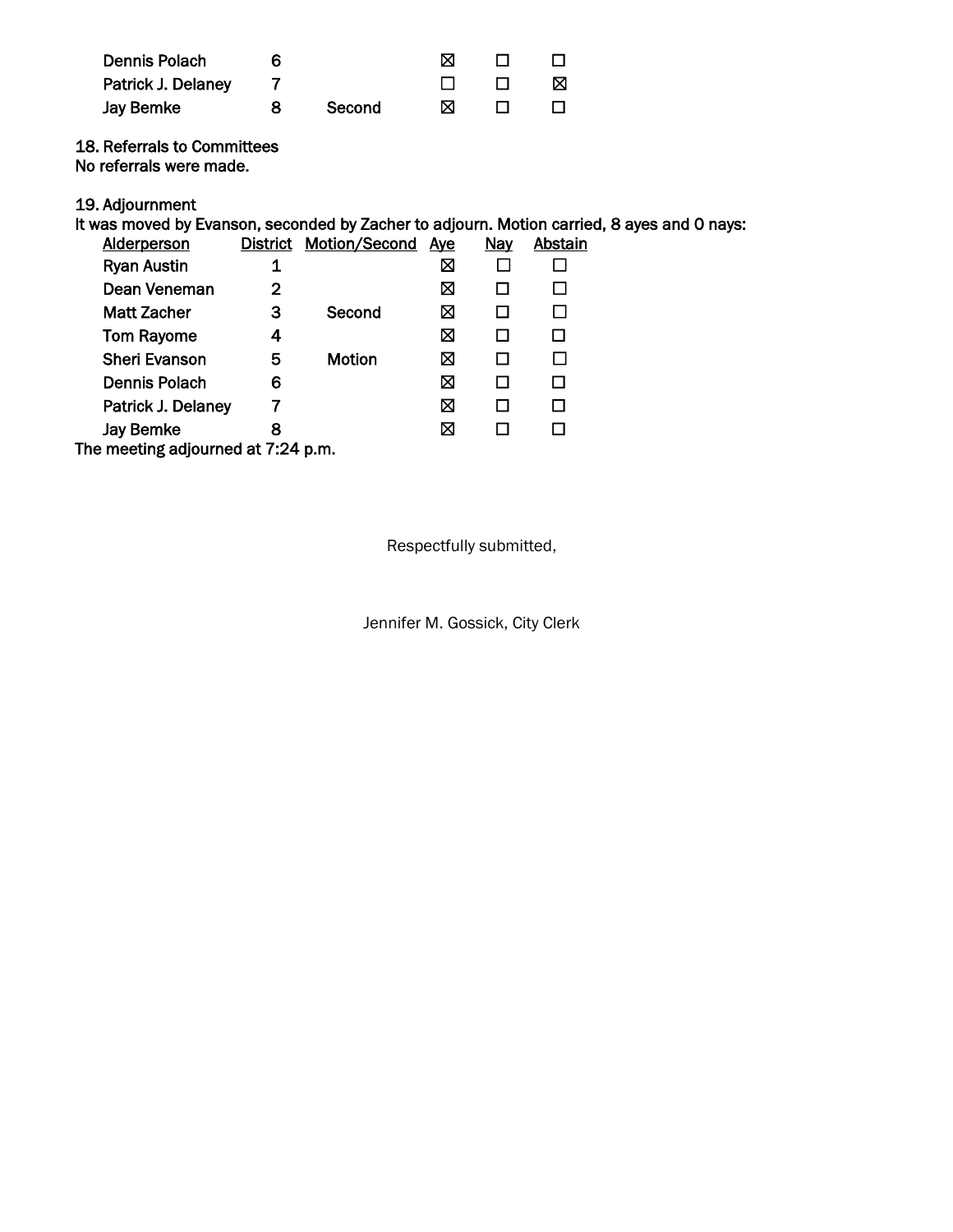| | | | | | |
|---|---|---|---|---|---|
| Dennis Polach | 6 | | ☒ | ☐ | ☐ |
| Patrick J. Delaney | 7 | | ☐ | ☐ | ☒ |
| Jay Bemke | 8 | Second | ☒ | ☐ | ☐ |

18. Referrals to Committees
No referrals were made.

19. Adjournment
It was moved by Evanson, seconded by Zacher to adjourn. Motion carried, 8 ayes and 0 nays:

| Alderperson | District | Motion/Second | Aye | Nay | Abstain |
|---|---|---|---|---|---|
| Ryan Austin | 1 | | ☒ | ☐ | ☐ |
| Dean Veneman | 2 | | ☒ | ☐ | ☐ |
| Matt Zacher | 3 | Second | ☒ | ☐ | ☐ |
| Tom Rayome | 4 | | ☒ | ☐ | ☐ |
| Sheri Evanson | 5 | Motion | ☒ | ☐ | ☐ |
| Dennis Polach | 6 | | ☒ | ☐ | ☐ |
| Patrick J. Delaney | 7 | | ☒ | ☐ | ☐ |
| Jay Bemke | 8 | | ☒ | ☐ | ☐ |

The meeting adjourned at 7:24 p.m.

Respectfully submitted,

Jennifer M. Gossick, City Clerk